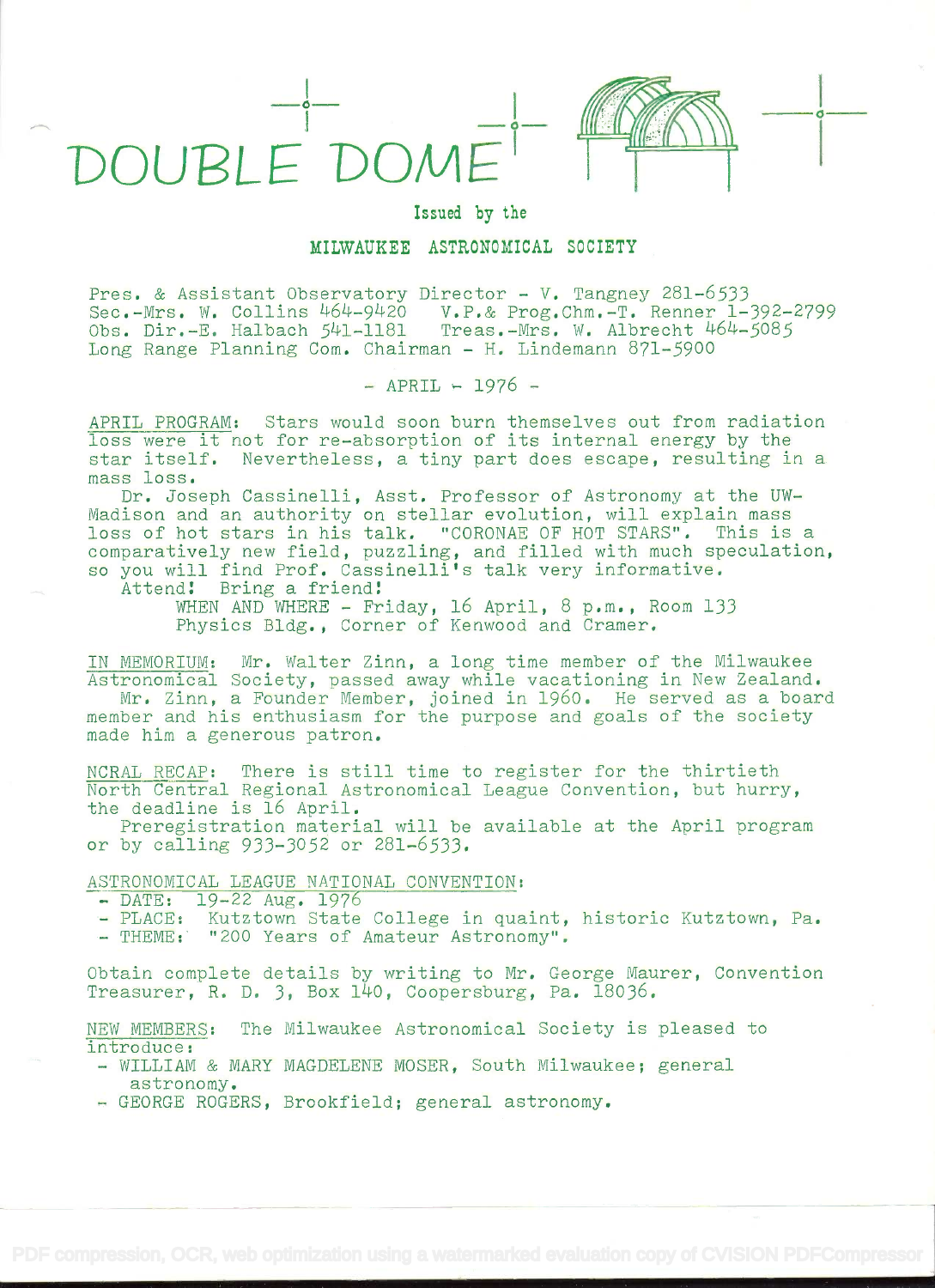# DOUBLE DOME

Issued by the

**MILWAUKEE ASTRONOMICAL SOCIETY**

Pres. & Assistant Observatory Director - V. Tangney 281-6533
Sec.-Mrs. W. Collins 464-9420 V.P.& Prog.Chm.-T. Renner 1-392-2799
Obs. Dir.-E. Halbach 541-1181 Treas.-Mrs. W. Albrecht 464-5085
Long Range Planning Com. Chairman - H. Lindemann 871-5900

\- APRIL - 1976 -

APRIL PROGRAM: Stars would soon burn themselves out from radiation loss were it not for re-absorption of its internal energy by the star itself. Nevertheless, a tiny part does escape, resulting in a mass loss.

Dr. Joseph Cassinelli, Asst. Professor of Astronomy at the UW-Madison and an authority on stellar evolution, will explain mass loss of hot stars in his talk. "CORONAE OF HOT STARS". This is a comparatively new field, puzzling, and filled with much speculation, so you will find Prof. Cassinelli's talk very informative.

Attend! Bring a friend!

WHEN AND WHERE - Friday, 16 April, 8 p.m., Room 133 Physics Bldg., Corner of Kenwood and Cramer.

IN MEMORIUM: Mr. Walter Zinn, a long time member of the Milwaukee Astronomical Society, passed away while vacationing in New Zealand.

Mr. Zinn, a Founder Member, joined in 1960. He served as a board member and his enthusiasm for the purpose and goals of the society made him a generous patron.

NCRAL RECAP: There is still time to register for the thirtieth North Central Regional Astronomical League Convention, but hurry, the deadline is 16 April.

Preregistration material will be available at the April program or by calling 933-3052 or 281-6533.

ASTRONOMICAL LEAGUE NATIONAL CONVENTION:

- DATE: 19-22 Aug. 1976
- PLACE: Kutztown State College in quaint, historic Kutztown, Pa.
- THEME: "200 Years of Amateur Astronomy".

Obtain complete details by writing to Mr. George Maurer, Convention Treasurer, R. D. 3, Box 140, Coopersburg, Pa. 18036.

NEW MEMBERS: The Milwaukee Astronomical Society is pleased to introduce:

- WILLIAM & MARY MAGDELENE MOSER, South Milwaukee; general astronomy.
- GEORGE ROGERS, Brookfield; general astronomy.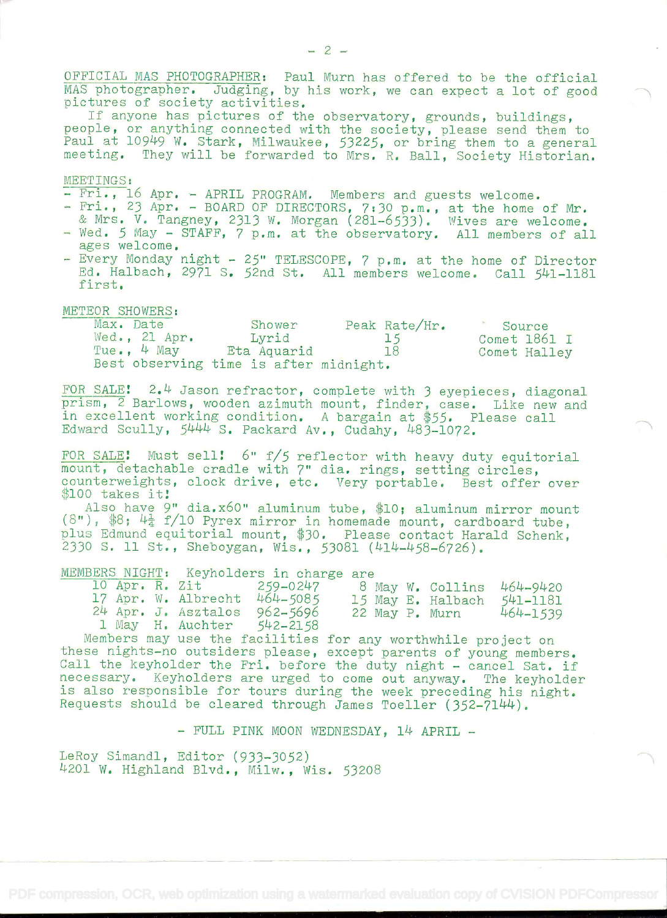OFFICIAL MAS PHOTOGRAPHER: Paul Murn has offered to be the official MAS photographer. Judging, by his work, we can expect a lot of good pictures of society activities.

If anyone has pictures of the observatory, grounds, buildings, people, or anything connected with the society, please send them to Paul at 10949 W. Stark, Milwaukee, 53225, or bring them to a general meeting. They will be forwarded to Mrs. R. Ball, Society Historian.

MEETINGS:

- Fri., 16 Apr. - APRIL PROGRAM. Members and guests welcome.
- Fri., 23 Apr. - BOARD OF DIRECTORS, 7:30 p.m., at the home of Mr. & Mrs. V. Tangney, 2313 W. Morgan (281-6533). Wives are welcome.
- Wed. 5 May - STAFF, 7 p.m. at the observatory. All members of all ages welcome.
- Every Monday night - 25" TELESCOPE, 7 p.m. at the home of Director Ed. Halbach, 2971 S. 52nd St. All members welcome. Call 541-1181 first.

METEOR SHOWERS:

| Max. Date | Shower | Peak Rate/Hr. | Source |
|---|---|---|---|
| Wed., 21 Apr. | Lyrid | 15 | Comet 1861 I |
| Tue., 4 May | Eta Aquarid | 18 | Comet Halley |

Best observing time is after midnight.

FOR SALE! 2.4 Jason refractor, complete with 3 eyepieces, diagonal prism, 2 Barlows, wooden azimuth mount, finder, case. Like new and in excellent working condition. A bargain at $55. Please call Edward Scully, 5444 S. Packard Av., Cudahy, 483-1072.

FOR SALE! Must sell! 6" f/5 reflector with heavy duty equitorial mount, detachable cradle with 7" dia. rings, setting circles, counterweights, clock drive, etc. Very portable. Best offer over $100 takes it!

Also have 9" dia.x60" aluminum tube, $10; aluminum mirror mount (8"), $8; 4¼ f/10 Pyrex mirror in homemade mount, cardboard tube, plus Edmund equitorial mount, $30. Please contact Harald Schenk, 2330 S. 11 St., Sheboygan, Wis., 53081 (414-458-6726).

MEMBERS NIGHT: Keyholders in charge are

| | | | | | |
|---|---|---|---|---|---|
| 10 Apr. | R. Zit | 259-0247 | 8 May | W. Collins | 464-9420 |
| 17 Apr. | W. Albrecht | 464-5085 | 15 May | E. Halbach | 541-1181 |
| 24 Apr. | J. Asztalos | 962-5696 | 22 May | P. Murn | 464-1539 |
| 1 May | H. Auchter | 542-2158 | | | |

Members may use the facilities for any worthwhile project on these nights-no outsiders please, except parents of young members. Call the keyholder the Fri. before the duty night - cancel Sat. if necessary. Keyholders are urged to come out anyway. The keyholder is also responsible for tours during the week preceding his night. Requests should be cleared through James Toeller (352-7144).

\- FULL PINK MOON WEDNESDAY, 14 APRIL -

LeRoy Simandl, Editor (933-3052)
4201 W. Highland Blvd., Milw., Wis. 53208